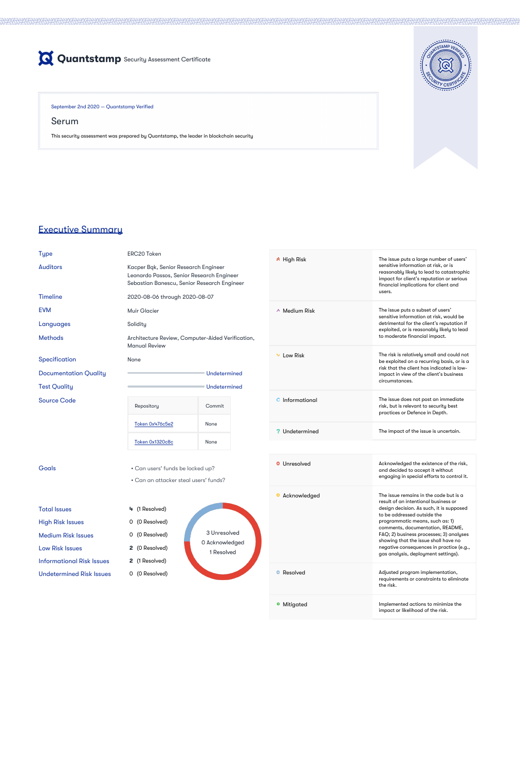# Quantstamp Security Assessment Certificate

September 2nd 2020 — Quantstamp Verified

## Serum

This security assessment was prepared by Quantstamp, the leader in blockchain security

## Executive Summary

| | |
|---|---|
| Type | ERC20 Token |
| Auditors | Kacper Bąk, Senior Research Engineer<br>Leonardo Passos, Senior Research Engineer<br>Sebastian Banescu, Senior Research Engineer |
| Timeline | 2020-08-06 through 2020-08-07 |
| EVM | Muir Glacier |
| Languages | Solidity |
| Methods | Architecture Review, Computer-Aided Verification, Manual Review |
| Specification | None |
| Documentation Quality | Undetermined |
| Test Quality | Undetermined |

**Source Code**

| Repository | Commit |
|---|---|
| Token 0x476c5e2 | None |
| Token 0x1320c8c | None |

**Goals**

- Can users' funds be locked up?
- Can an attacker steal users' funds?

| | | |
|---|---|---|
| Total Issues | 4 | (1 Resolved) |
| High Risk Issues | 0 | (0 Resolved) |
| Medium Risk Issues | 0 | (0 Resolved) |
| Low Risk Issues | 2 | (0 Resolved) |
| Informational Risk Issues | 2 | (1 Resolved) |
| Undetermined Risk Issues | 0 | (0 Resolved) |

3 Unresolved
0 Acknowledged
1 Resolved

| Severity | Description |
|---|---|
| High Risk | The issue puts a large number of users' sensitive information at risk, or is reasonably likely to lead to catastrophic impact for client's reputation or serious financial implications for client and users. |
| Medium Risk | The issue puts a subset of users' sensitive information at risk, would be detrimental for the client's reputation if exploited, or is reasonably likely to lead to moderate financial impact. |
| Low Risk | The risk is relatively small and could not be exploited on a recurring basis, or is a risk that the client has indicated is low-impact in view of the client's business circumstances. |
| Informational | The issue does not post an immediate risk, but is relevant to security best practices or Defence in Depth. |
| Undetermined | The impact of the issue is uncertain. |

| Status | Description |
|---|---|
| Unresolved | Acknowledged the existence of the risk, and decided to accept it without engaging in special efforts to control it. |
| Acknowledged | The issue remains in the code but is a result of an intentional business or design decision. As such, it is supposed to be addressed outside the programmatic means, such as: 1) comments, documentation, README, FAQ; 2) business processes; 3) analyses showing that the issue shall have no negative consequences in practice (e.g., gas analysis, deployment settings). |
| Resolved | Adjusted program implementation, requirements or constraints to eliminate the risk. |
| Mitigated | Implemented actions to minimize the impact or likelihood of the risk. |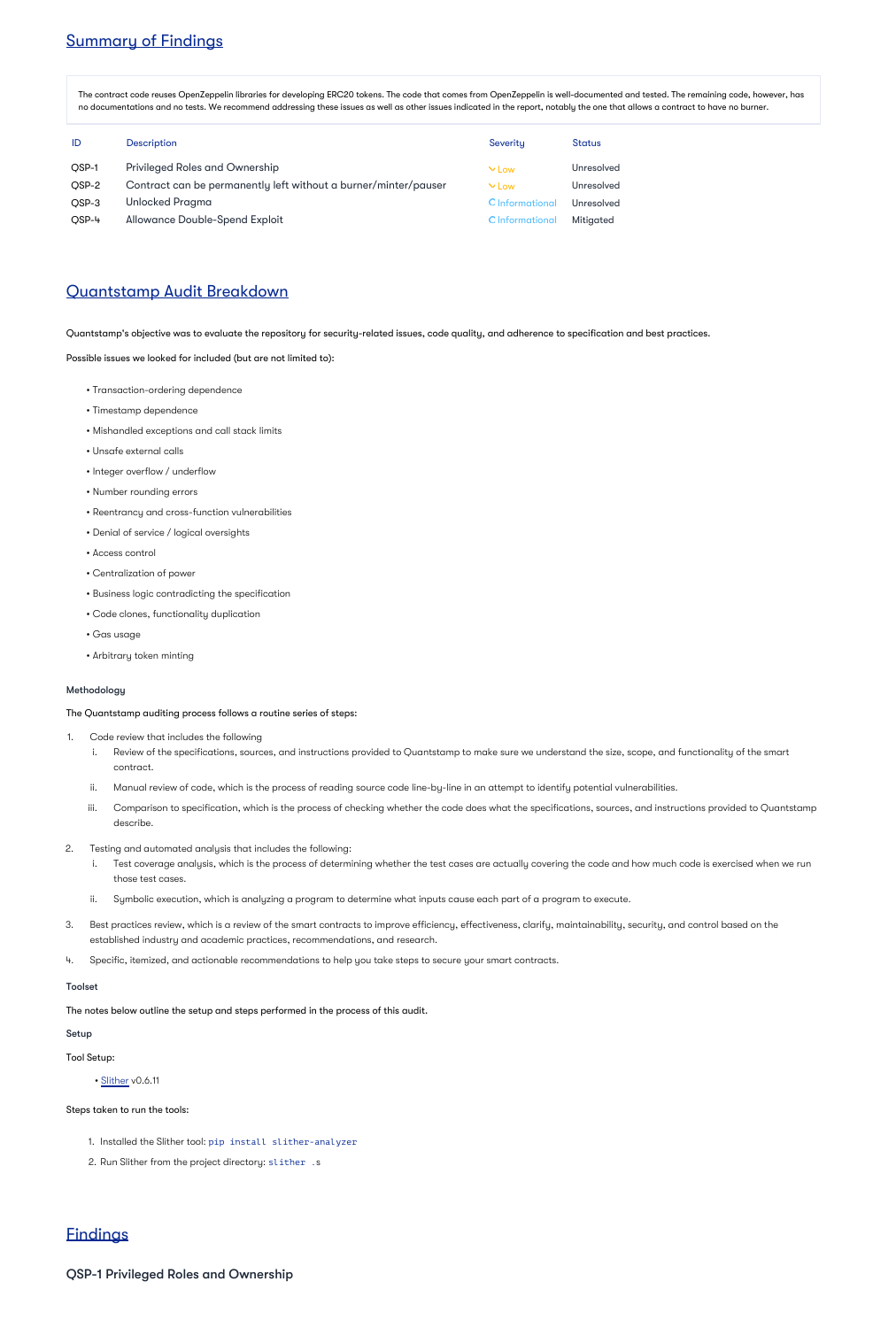## Summary of Findings

The contract code reuses OpenZeppelin libraries for developing ERC20 tokens. The code that comes from OpenZeppelin is well-documented and tested. The remaining code, however, has no documentations and no tests. We recommend addressing these issues as well as other issues indicated in the report, notably the one that allows a contract to have no burner.

| ID | Description | Severity | Status |
| --- | --- | --- | --- |
| QSP-1 | Privileged Roles and Ownership | Low | Unresolved |
| QSP-2 | Contract can be permanently left without a burner/minter/pauser | Low | Unresolved |
| QSP-3 | Unlocked Pragma | Informational | Unresolved |
| QSP-4 | Allowance Double-Spend Exploit | Informational | Mitigated |

## Quantstamp Audit Breakdown

Quantstamp's objective was to evaluate the repository for security-related issues, code quality, and adherence to specification and best practices.

Possible issues we looked for included (but are not limited to):

- Transaction-ordering dependence
- Timestamp dependence
- Mishandled exceptions and call stack limits
- Unsafe external calls
- Integer overflow / underflow
- Number rounding errors
- Reentrancy and cross-function vulnerabilities
- Denial of service / logical oversights
- Access control
- Centralization of power
- Business logic contradicting the specification
- Code clones, functionality duplication
- Gas usage
- Arbitrary token minting

### Methodology

The Quantstamp auditing process follows a routine series of steps:

1. Code review that includes the following
   i. Review of the specifications, sources, and instructions provided to Quantstamp to make sure we understand the size, scope, and functionality of the smart contract.
   ii. Manual review of code, which is the process of reading source code line-by-line in an attempt to identify potential vulnerabilities.
   iii. Comparison to specification, which is the process of checking whether the code does what the specifications, sources, and instructions provided to Quantstamp describe.
2. Testing and automated analysis that includes the following:
   i. Test coverage analysis, which is the process of determining whether the test cases are actually covering the code and how much code is exercised when we run those test cases.
   ii. Symbolic execution, which is analyzing a program to determine what inputs cause each part of a program to execute.
3. Best practices review, which is a review of the smart contracts to improve efficiency, effectiveness, clarify, maintainability, security, and control based on the established industry and academic practices, recommendations, and research.
4. Specific, itemized, and actionable recommendations to help you take steps to secure your smart contracts.

### Toolset

The notes below outline the setup and steps performed in the process of this audit.

### Setup

Tool Setup:

- Slither v0.6.11

Steps taken to run the tools:

1. Installed the Slither tool: `pip install slither-analyzer`
2. Run Slither from the project directory: `slither .s`

## Findings

### QSP-1 Privileged Roles and Ownership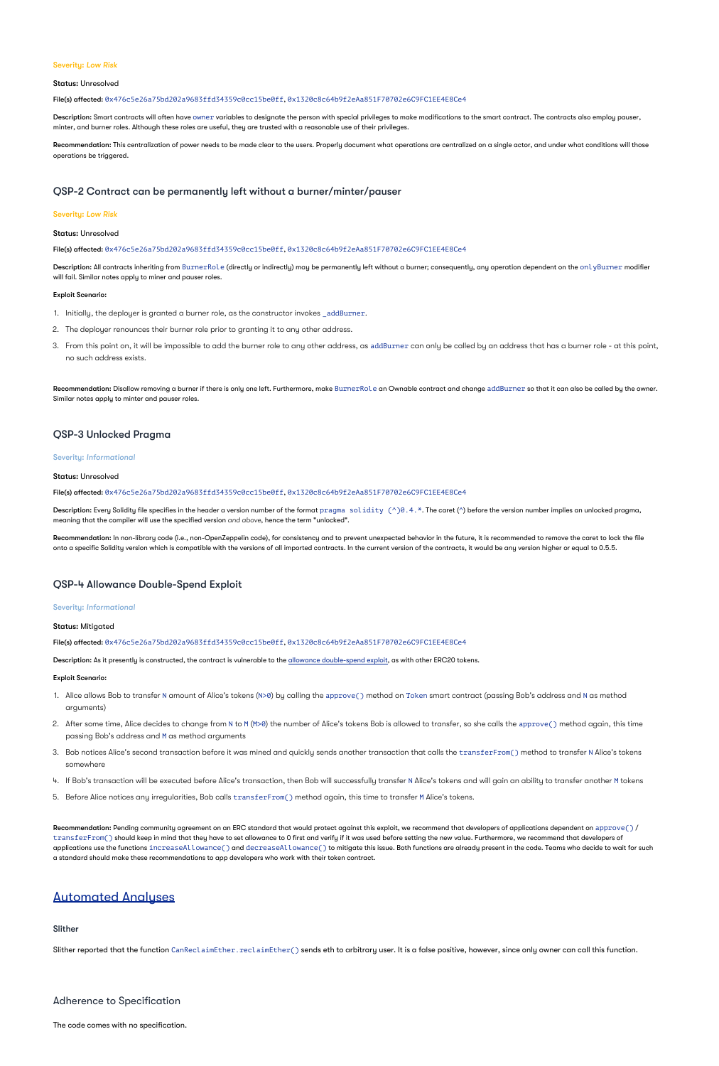Severity: *Low Risk*

**Status:** Unresolved

**File(s) affected:** `0x476c5e26a75bd202a9683ffd34359c0cc15be0ff`, `0x1320c8c64b9f2eAa851F70702e6C9FC1EE4E8Ce4`

**Description:** Smart contracts will often have `owner` variables to designate the person with special privileges to make modifications to the smart contract. The contracts also employ pauser, minter, and burner roles. Although these roles are useful, they are trusted with a reasonable use of their privileges.

**Recommendation:** This centralization of power needs to be made clear to the users. Properly document what operations are centralized on a single actor, and under what conditions will those operations be triggered.

### QSP-2 Contract can be permanently left without a burner/minter/pauser

Severity: *Low Risk*

**Status:** Unresolved

**File(s) affected:** `0x476c5e26a75bd202a9683ffd34359c0cc15be0ff`, `0x1320c8c64b9f2eAa851F70702e6C9FC1EE4E8Ce4`

**Description:** All contracts inheriting from `BurnerRole` (directly or indirectly) may be permanently left without a burner; consequently, any operation dependent on the `onlyBurner` modifier will fail. Similar notes apply to miner and pauser roles.

**Exploit Scenario:**

1. Initially, the deployer is granted a burner role, as the constructor invokes `_addBurner`.
2. The deployer renounces their burner role prior to granting it to any other address.
3. From this point on, it will be impossible to add the burner role to any other address, as `addBurner` can only be called by an address that has a burner role - at this point, no such address exists.

**Recommendation:** Disallow removing a burner if there is only one left. Furthermore, make `BurnerRole` an Ownable contract and change `addBurner` so that it can also be called by the owner. Similar notes apply to minter and pauser roles.

### QSP-3 Unlocked Pragma

Severity: *Informational*

**Status:** Unresolved

**File(s) affected:** `0x476c5e26a75bd202a9683ffd34359c0cc15be0ff`, `0x1320c8c64b9f2eAa851F70702e6C9FC1EE4E8Ce4`

**Description:** Every Solidity file specifies in the header a version number of the format `pragma solidity (^)0.4.*`. The caret (`^`) before the version number implies an unlocked pragma, meaning that the compiler will use the specified version *and above*, hence the term "unlocked".

**Recommendation:** In non-library code (i.e., non-OpenZeppelin code), for consistency and to prevent unexpected behavior in the future, it is recommended to remove the caret to lock the file onto a specific Solidity version which is compatible with the versions of all imported contracts. In the current version of the contracts, it would be any version higher or equal to 0.5.5.

### QSP-4 Allowance Double-Spend Exploit

Severity: *Informational*

**Status:** Mitigated

**File(s) affected:** `0x476c5e26a75bd202a9683ffd34359c0cc15be0ff`, `0x1320c8c64b9f2eAa851F70702e6C9FC1EE4E8Ce4`

**Description:** As it presently is constructed, the contract is vulnerable to the allowance double-spend exploit, as with other ERC20 tokens.

**Exploit Scenario:**

1. Alice allows Bob to transfer `N` amount of Alice's tokens (`N>0`) by calling the `approve()` method on `Token` smart contract (passing Bob's address and `N` as method arguments)
2. After some time, Alice decides to change from `N` to `M` (`M>0`) the number of Alice's tokens Bob is allowed to transfer, so she calls the `approve()` method again, this time passing Bob's address and `M` as method arguments
3. Bob notices Alice's second transaction before it was mined and quickly sends another transaction that calls the `transferFrom()` method to transfer `N` Alice's tokens somewhere
4. If Bob's transaction will be executed before Alice's transaction, then Bob will successfully transfer `N` Alice's tokens and will gain an ability to transfer another `M` tokens
5. Before Alice notices any irregularities, Bob calls `transferFrom()` method again, this time to transfer `M` Alice's tokens.

**Recommendation:** Pending community agreement on an ERC standard that would protect against this exploit, we recommend that developers of applications dependent on `approve()` / `transferFrom()` should keep in mind that they have to set allowance to 0 first and verify if it was used before setting the new value. Furthermore, we recommend that developers of applications use the functions `increaseAllowance()` and `decreaseAllowance()` to mitigate this issue. Both functions are already present in the code. Teams who decide to wait for such a standard should make these recommendations to app developers who work with their token contract.

## Automated Analyses

### Slither

Slither reported that the function `CanReclaimEther.reclaimEther()` sends eth to arbitrary user. It is a false positive, however, since only owner can call this function.

### Adherence to Specification

The code comes with no specification.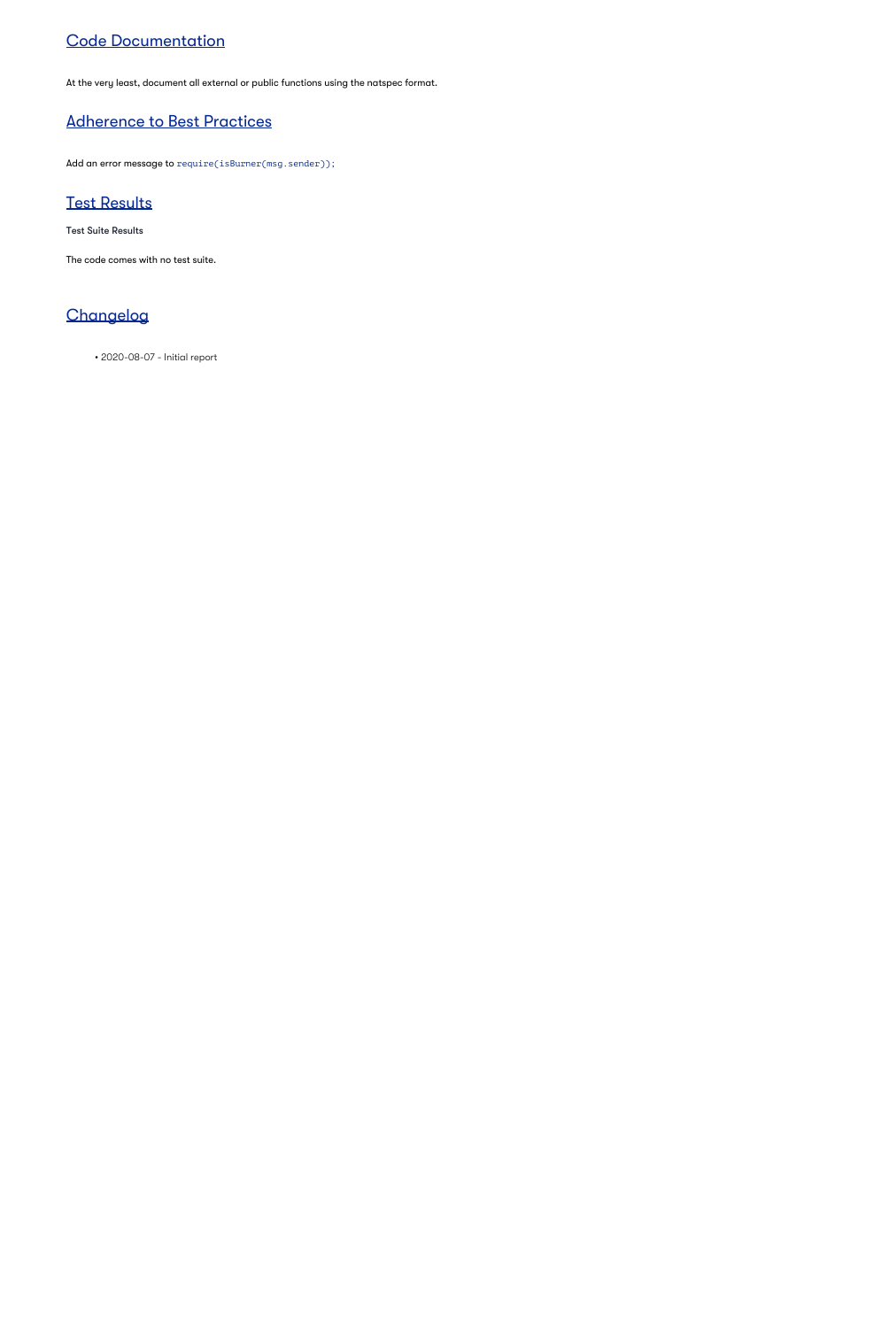## Code Documentation

At the very least, document all external or public functions using the natspec format.

## Adherence to Best Practices

Add an error message to `require(isBurner(msg.sender));`

## Test Results

**Test Suite Results**

The code comes with no test suite.

## Changelog

- 2020-08-07 - Initial report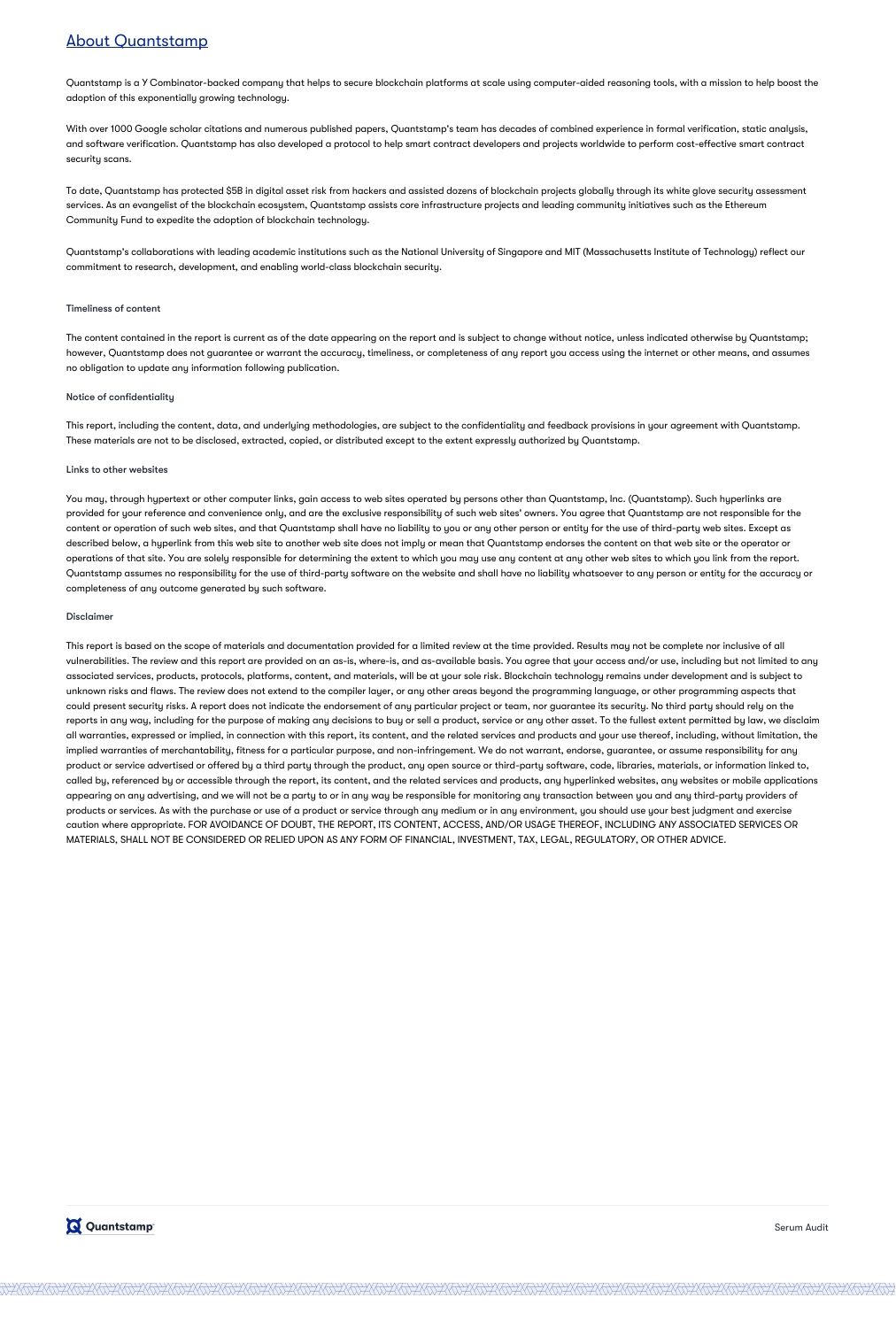## About Quantstamp

Quantstamp is a Y Combinator-backed company that helps to secure blockchain platforms at scale using computer-aided reasoning tools, with a mission to help boost the adoption of this exponentially growing technology.

With over 1000 Google scholar citations and numerous published papers, Quantstamp's team has decades of combined experience in formal verification, static analysis, and software verification. Quantstamp has also developed a protocol to help smart contract developers and projects worldwide to perform cost-effective smart contract security scans.

To date, Quantstamp has protected $5B in digital asset risk from hackers and assisted dozens of blockchain projects globally through its white glove security assessment services. As an evangelist of the blockchain ecosystem, Quantstamp assists core infrastructure projects and leading community initiatives such as the Ethereum Community Fund to expedite the adoption of blockchain technology.

Quantstamp's collaborations with leading academic institutions such as the National University of Singapore and MIT (Massachusetts Institute of Technology) reflect our commitment to research, development, and enabling world-class blockchain security.

#### Timeliness of content

The content contained in the report is current as of the date appearing on the report and is subject to change without notice, unless indicated otherwise by Quantstamp; however, Quantstamp does not guarantee or warrant the accuracy, timeliness, or completeness of any report you access using the internet or other means, and assumes no obligation to update any information following publication.

#### Notice of confidentiality

This report, including the content, data, and underlying methodologies, are subject to the confidentiality and feedback provisions in your agreement with Quantstamp. These materials are not to be disclosed, extracted, copied, or distributed except to the extent expressly authorized by Quantstamp.

#### Links to other websites

You may, through hypertext or other computer links, gain access to web sites operated by persons other than Quantstamp, Inc. (Quantstamp). Such hyperlinks are provided for your reference and convenience only, and are the exclusive responsibility of such web sites' owners. You agree that Quantstamp are not responsible for the content or operation of such web sites, and that Quantstamp shall have no liability to you or any other person or entity for the use of third-party web sites. Except as described below, a hyperlink from this web site to another web site does not imply or mean that Quantstamp endorses the content on that web site or the operator or operations of that site. You are solely responsible for determining the extent to which you may use any content at any other web sites to which you link from the report. Quantstamp assumes no responsibility for the use of third-party software on the website and shall have no liability whatsoever to any person or entity for the accuracy or completeness of any outcome generated by such software.

#### Disclaimer

This report is based on the scope of materials and documentation provided for a limited review at the time provided. Results may not be complete nor inclusive of all vulnerabilities. The review and this report are provided on an as-is, where-is, and as-available basis. You agree that your access and/or use, including but not limited to any associated services, products, protocols, platforms, content, and materials, will be at your sole risk. Blockchain technology remains under development and is subject to unknown risks and flaws. The review does not extend to the compiler layer, or any other areas beyond the programming language, or other programming aspects that could present security risks. A report does not indicate the endorsement of any particular project or team, nor guarantee its security. No third party should rely on the reports in any way, including for the purpose of making any decisions to buy or sell a product, service or any other asset. To the fullest extent permitted by law, we disclaim all warranties, expressed or implied, in connection with this report, its content, and the related services and products and your use thereof, including, without limitation, the implied warranties of merchantability, fitness for a particular purpose, and non-infringement. We do not warrant, endorse, guarantee, or assume responsibility for any product or service advertised or offered by a third party through the product, any open source or third-party software, code, libraries, materials, or information linked to, called by, referenced by or accessible through the report, its content, and the related services and products, any hyperlinked websites, any websites or mobile applications appearing on any advertising, and we will not be a party to or in any way be responsible for monitoring any transaction between you and any third-party providers of products or services. As with the purchase or use of a product or service through any medium or in any environment, you should use your best judgment and exercise caution where appropriate. FOR AVOIDANCE OF DOUBT, THE REPORT, ITS CONTENT, ACCESS, AND/OR USAGE THEREOF, INCLUDING ANY ASSOCIATED SERVICES OR MATERIALS, SHALL NOT BE CONSIDERED OR RELIED UPON AS ANY FORM OF FINANCIAL, INVESTMENT, TAX, LEGAL, REGULATORY, OR OTHER ADVICE.